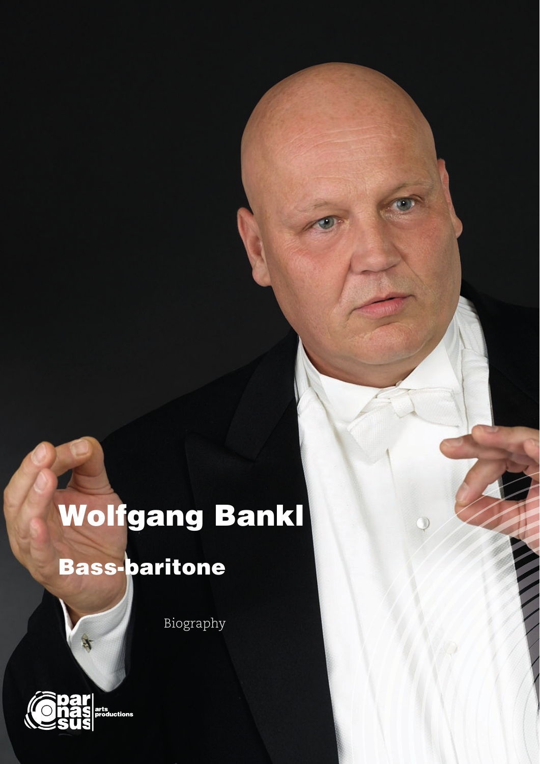# Wolfgang Bankl

## Bass-baritone

Biography

par nas sus arts productions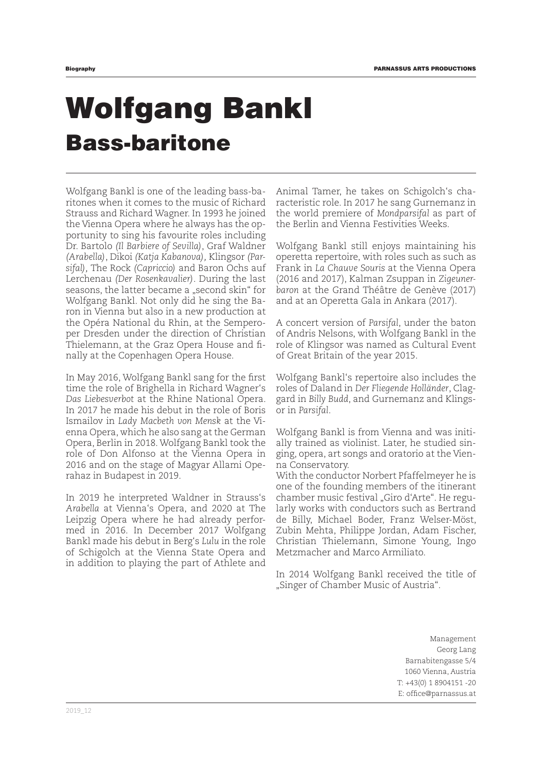# Wolfgang Bankl

## Bass-baritone

Wolfgang Bankl is one of the leading bass-baritones when it comes to the music of Richard Strauss and Richard Wagner. In 1993 he joined the Vienna Opera where he always has the opportunity to sing his favourite roles including Dr. Bartolo *(Il Barbiere of Sevilla)*, Graf Waldner *(Arabella)*, Dikoi *(Katja Kabanova)*, Klingsor *(Parsifal)*, The Rock *(Capriccio)* and Baron Ochs auf Lerchenau *(Der Rosenkavalier)*. During the last seasons, the latter became a „second skin" for Wolfgang Bankl. Not only did he sing the Baron in Vienna but also in a new production at the Opéra National du Rhin, at the Semperoper Dresden under the direction of Christian Thielemann, at the Graz Opera House and finally at the Copenhagen Opera House.

In May 2016, Wolfgang Bankl sang for the first time the role of Brighella in Richard Wagner's *Das Liebesverbot* at the Rhine National Opera. In 2017 he made his debut in the role of Boris Ismailov in *Lady Macbeth von Mensk* at the Vienna Opera, which he also sang at the German Opera, Berlin in 2018. Wolfgang Bankl took the role of Don Alfonso at the Vienna Opera in 2016 and on the stage of Magyar Allami Operahaz in Budapest in 2019.

In 2019 he interpreted Waldner in Strauss's *Arabella* at Vienna's Opera, and 2020 at The Leipzig Opera where he had already performed in 2016. In December 2017 Wolfgang Bankl made his debut in Berg's *Lulu* in the role of Schigolch at the Vienna State Opera and in addition to playing the part of Athlete and Animal Tamer, he takes on Schigolch's characteristic role. In 2017 he sang Gurnemanz in the world premiere of *Mondparsifal* as part of the Berlin and Vienna Festivities Weeks.

Wolfgang Bankl still enjoys maintaining his operetta repertoire, with roles such as such as Frank in *La Chauve Souris* at the Vienna Opera (2016 and 2017), Kalman Zsuppan in *Zigeunerbaron* at the Grand Théâtre de Genève (2017) and at an Operetta Gala in Ankara (2017).

A concert version of *Parsifal*, under the baton of Andris Nelsons, with Wolfgang Bankl in the role of Klingsor was named as Cultural Event of Great Britain of the year 2015.

Wolfgang Bankl's repertoire also includes the roles of Daland in *Der Fliegende Holländer*, Claggard in *Billy Budd*, and Gurnemanz and Klingsor in *Parsifal*.

Wolfgang Bankl is from Vienna and was initially trained as violinist. Later, he studied singing, opera, art songs and oratorio at the Vienna Conservatory.
With the conductor Norbert Pfaffelmeyer he is one of the founding members of the itinerant chamber music festival „Giro d'Arte". He regularly works with conductors such as Bertrand de Billy, Michael Boder, Franz Welser-Möst, Zubin Mehta, Philippe Jordan, Adam Fischer, Christian Thielemann, Simone Young, Ingo Metzmacher and Marco Armiliato.

In 2014 Wolfgang Bankl received the title of „Singer of Chamber Music of Austria".

Management
Georg Lang
Barnabitengasse 5/4
1060 Vienna, Austria
T: +43(0) 1 8904151 -20
E: office@parnassus.at

2019_12